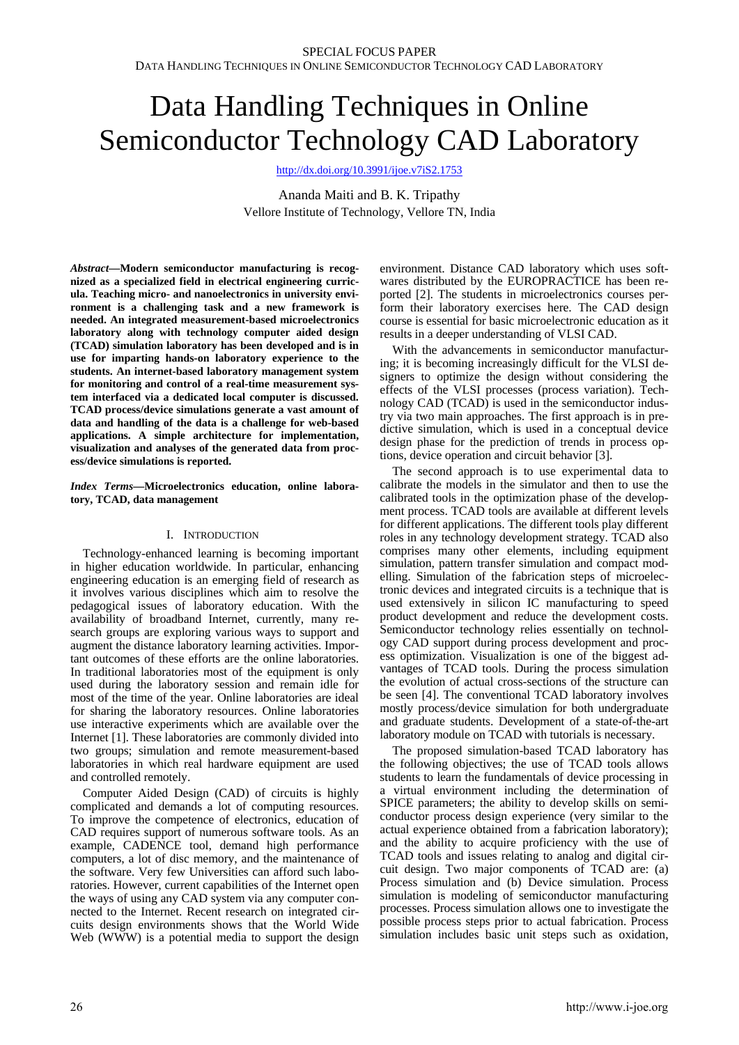# Data Handling Techniques in Online Semiconductor Technology CAD Laboratory

http://dx.doi.org/10.3991/ijoe.v7iS2.1753

Ananda Maiti and B. K. Tripathy
Vellore Institute of Technology, Vellore TN, India

***Abstract*—Modern semiconductor manufacturing is recognized as a specialized field in electrical engineering curricula. Teaching micro- and nanoelectronics in university environment is a challenging task and a new framework is needed. An integrated measurement-based microelectronics laboratory along with technology computer aided design (TCAD) simulation laboratory has been developed and is in use for imparting hands-on laboratory experience to the students. An internet-based laboratory management system for monitoring and control of a real-time measurement system interfaced via a dedicated local computer is discussed. TCAD process/device simulations generate a vast amount of data and handling of the data is a challenge for web-based applications. A simple architecture for implementation, visualization and analyses of the generated data from process/device simulations is reported.**

***Index Terms*—Microelectronics education, online laboratory, TCAD, data management**

## I. Introduction

Technology-enhanced learning is becoming important in higher education worldwide. In particular, enhancing engineering education is an emerging field of research as it involves various disciplines which aim to resolve the pedagogical issues of laboratory education. With the availability of broadband Internet, currently, many research groups are exploring various ways to support and augment the distance laboratory learning activities. Important outcomes of these efforts are the online laboratories. In traditional laboratories most of the equipment is only used during the laboratory session and remain idle for most of the time of the year. Online laboratories are ideal for sharing the laboratory resources. Online laboratories use interactive experiments which are available over the Internet [1]. These laboratories are commonly divided into two groups; simulation and remote measurement-based laboratories in which real hardware equipment are used and controlled remotely.

Computer Aided Design (CAD) of circuits is highly complicated and demands a lot of computing resources. To improve the competence of electronics, education of CAD requires support of numerous software tools. As an example, CADENCE tool, demand high performance computers, a lot of disc memory, and the maintenance of the software. Very few Universities can afford such laboratories. However, current capabilities of the Internet open the ways of using any CAD system via any computer connected to the Internet. Recent research on integrated circuits design environments shows that the World Wide Web (WWW) is a potential media to support the design environment. Distance CAD laboratory which uses softwares distributed by the EUROPRACTICE has been reported [2]. The students in microelectronics courses perform their laboratory exercises here. The CAD design course is essential for basic microelectronic education as it results in a deeper understanding of VLSI CAD.

With the advancements in semiconductor manufacturing; it is becoming increasingly difficult for the VLSI designers to optimize the design without considering the effects of the VLSI processes (process variation). Technology CAD (TCAD) is used in the semiconductor industry via two main approaches. The first approach is in predictive simulation, which is used in a conceptual device design phase for the prediction of trends in process options, device operation and circuit behavior [3].

The second approach is to use experimental data to calibrate the models in the simulator and then to use the calibrated tools in the optimization phase of the development process. TCAD tools are available at different levels for different applications. The different tools play different roles in any technology development strategy. TCAD also comprises many other elements, including equipment simulation, pattern transfer simulation and compact modelling. Simulation of the fabrication steps of microelectronic devices and integrated circuits is a technique that is used extensively in silicon IC manufacturing to speed product development and reduce the development costs. Semiconductor technology relies essentially on technology CAD support during process development and process optimization. Visualization is one of the biggest advantages of TCAD tools. During the process simulation the evolution of actual cross-sections of the structure can be seen [4]. The conventional TCAD laboratory involves mostly process/device simulation for both undergraduate and graduate students. Development of a state-of-the-art laboratory module on TCAD with tutorials is necessary.

The proposed simulation-based TCAD laboratory has the following objectives; the use of TCAD tools allows students to learn the fundamentals of device processing in a virtual environment including the determination of SPICE parameters; the ability to develop skills on semiconductor process design experience (very similar to the actual experience obtained from a fabrication laboratory); and the ability to acquire proficiency with the use of TCAD tools and issues relating to analog and digital circuit design. Two major components of TCAD are: (a) Process simulation and (b) Device simulation. Process simulation is modeling of semiconductor manufacturing processes. Process simulation allows one to investigate the possible process steps prior to actual fabrication. Process simulation includes basic unit steps such as oxidation,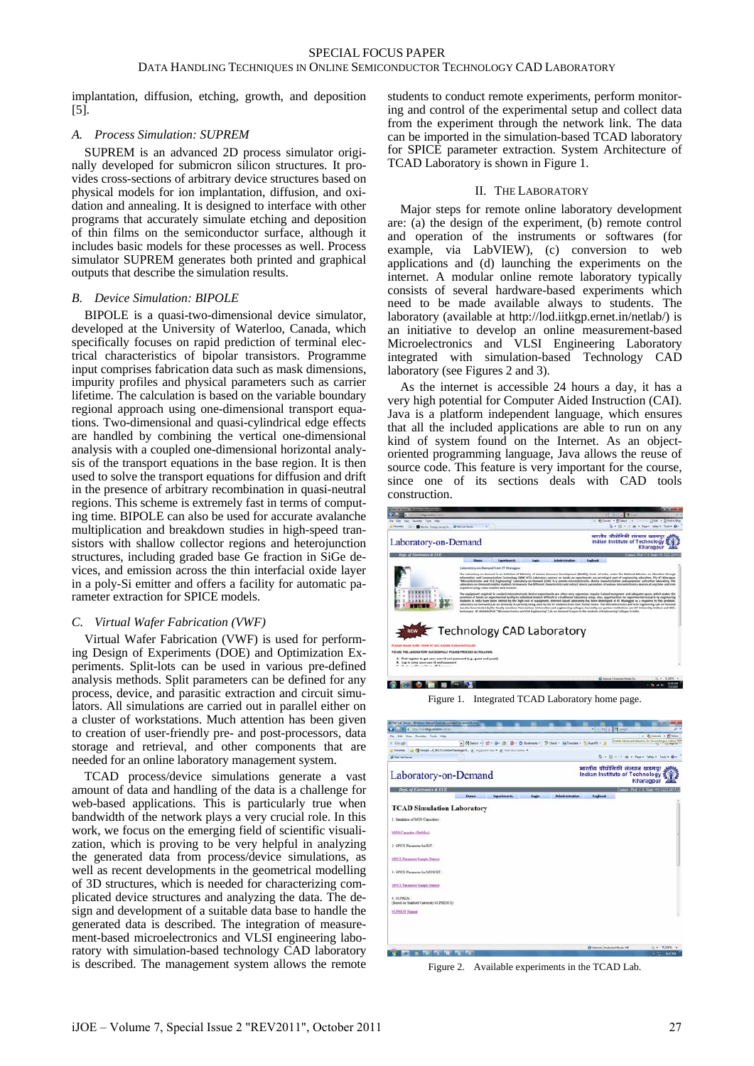implantation, diffusion, etching, growth, and deposition [5].

### *A. Process Simulation: SUPREM*

SUPREM is an advanced 2D process simulator originally developed for submicron silicon structures. It provides cross-sections of arbitrary device structures based on physical models for ion implantation, diffusion, and oxidation and annealing. It is designed to interface with other programs that accurately simulate etching and deposition of thin films on the semiconductor surface, although it includes basic models for these processes as well. Process simulator SUPREM generates both printed and graphical outputs that describe the simulation results.

### *B. Device Simulation: BIPOLE*

BIPOLE is a quasi-two-dimensional device simulator, developed at the University of Waterloo, Canada, which specifically focuses on rapid prediction of terminal electrical characteristics of bipolar transistors. Programme input comprises fabrication data such as mask dimensions, impurity profiles and physical parameters such as carrier lifetime. The calculation is based on the variable boundary regional approach using one-dimensional transport equations. Two-dimensional and quasi-cylindrical edge effects are handled by combining the vertical one-dimensional analysis with a coupled one-dimensional horizontal analysis of the transport equations in the base region. It is then used to solve the transport equations for diffusion and drift in the presence of arbitrary recombination in quasi-neutral regions. This scheme is extremely fast in terms of computing time. BIPOLE can also be used for accurate avalanche multiplication and breakdown studies in high-speed transistors with shallow collector regions and heterojunction structures, including graded base Ge fraction in SiGe devices, and emission across the thin interfacial oxide layer in a poly-Si emitter and offers a facility for automatic parameter extraction for SPICE models.

### *C. Virtual Wafer Fabrication (VWF)*

Virtual Wafer Fabrication (VWF) is used for performing Design of Experiments (DOE) and Optimization Experiments. Split-lots can be used in various pre-defined analysis methods. Split parameters can be defined for any process, device, and parasitic extraction and circuit simulators. All simulations are carried out in parallel either on a cluster of workstations. Much attention has been given to creation of user-friendly pre- and post-processors, data storage and retrieval, and other components that are needed for an online laboratory management system.

TCAD process/device simulations generate a vast amount of data and handling of the data is a challenge for web-based applications. This is particularly true when bandwidth of the network plays a very crucial role. In this work, we focus on the emerging field of scientific visualization, which is proving to be very helpful in analyzing the generated data from process/device simulations, as well as recent developments in the geometrical modelling of 3D structures, which is needed for characterizing complicated device structures and analyzing the data. The design and development of a suitable data base to handle the generated data is described. The integration of measurement-based microelectronics and VLSI engineering laboratory with simulation-based technology CAD laboratory is described. The management system allows the remote students to conduct remote experiments, perform monitoring and control of the experimental setup and collect data from the experiment through the network link. The data can be imported in the simulation-based TCAD laboratory for SPICE parameter extraction. System Architecture of TCAD Laboratory is shown in Figure 1.

## II. The Laboratory

Major steps for remote online laboratory development are: (a) the design of the experiment, (b) remote control and operation of the instruments or softwares (for example, via LabVIEW), (c) conversion to web applications and (d) launching the experiments on the internet. A modular online remote laboratory typically consists of several hardware-based experiments which need to be made available always to students. The laboratory (available at http://lod.iitkgp.ernet.in/netlab/) is an initiative to develop an online measurement-based Microelectronics and VLSI Engineering Laboratory integrated with simulation-based Technology CAD laboratory (see Figures 2 and 3).

As the internet is accessible 24 hours a day, it has a very high potential for Computer Aided Instruction (CAI). Java is a platform independent language, which ensures that all the included applications are able to run on any kind of system found on the Internet. As an object-oriented programming language, Java allows the reuse of source code. This feature is very important for the course, since one of its sections deals with CAD tools construction.

Figure 1. Integrated TCAD Laboratory home page.

Figure 2. Available experiments in the TCAD Lab.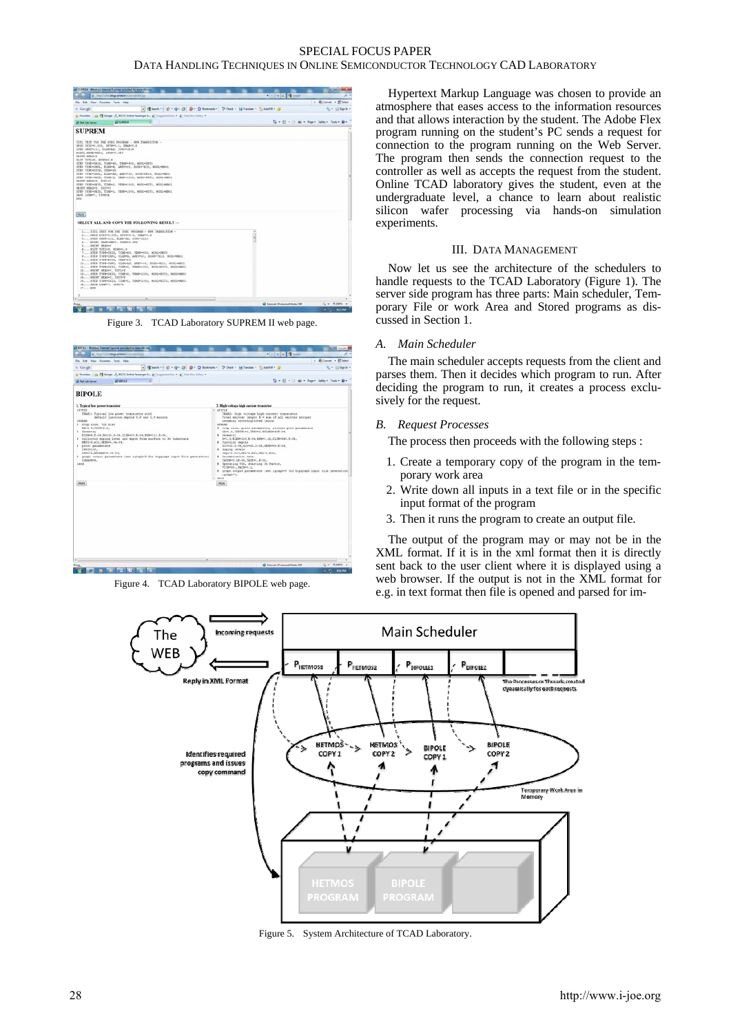Figure 3. TCAD Laboratory SUPREM II web page.

Figure 4. TCAD Laboratory BIPOLE web page.

Hypertext Markup Language was chosen to provide an atmosphere that eases access to the information resources and that allows interaction by the student. The Adobe Flex program running on the student's PC sends a request for connection to the program running on the Web Server. The program then sends the connection request to the controller as well as accepts the request from the student. Online TCAD laboratory gives the student, even at the undergraduate level, a chance to learn about realistic silicon wafer processing via hands-on simulation experiments.

## III. DATA MANAGEMENT

Now let us see the architecture of the schedulers to handle requests to the TCAD Laboratory (Figure 1). The server side program has three parts: Main scheduler, Temporary File or work Area and Stored programs as discussed in Section 1.

### A. *Main Scheduler*

The main scheduler accepts requests from the client and parses them. Then it decides which program to run. After deciding the program to run, it creates a process exclusively for the request.

### B. *Request Processes*

The process then proceeds with the following steps :

1. Create a temporary copy of the program in the temporary work area
2. Write down all inputs in a text file or in the specific input format of the program
3. Then it runs the program to create an output file.

The output of the program may or may not be in the XML format. If it is in the xml format then it is directly sent back to the user client where it is displayed using a web browser. If the output is not in the XML format for e.g. in text format then file is opened and parsed for im-

Figure 5. System Architecture of TCAD Laboratory.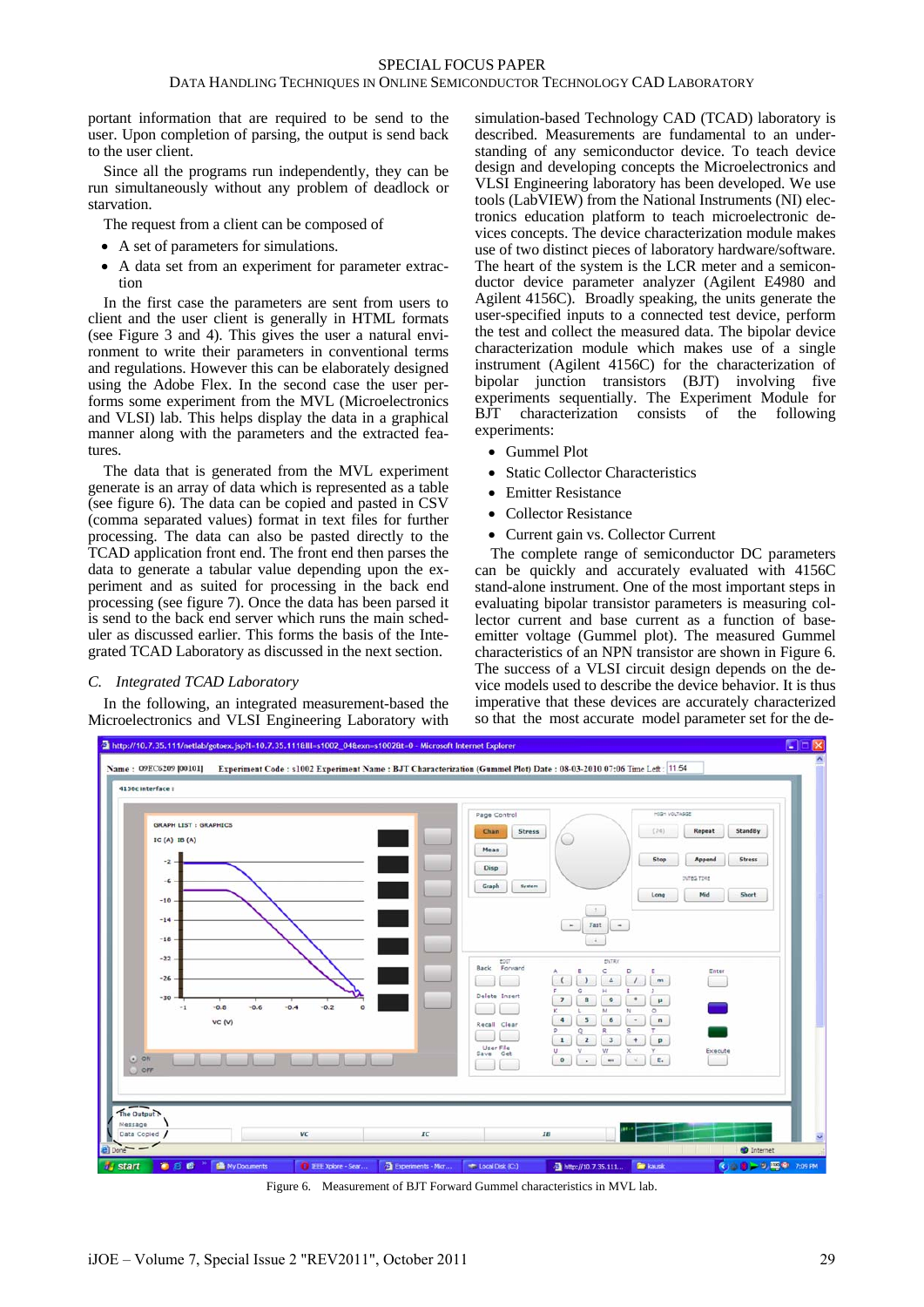portant information that are required to be send to the user. Upon completion of parsing, the output is send back to the user client.

Since all the programs run independently, they can be run simultaneously without any problem of deadlock or starvation.

The request from a client can be composed of

- A set of parameters for simulations.
- A data set from an experiment for parameter extraction

In the first case the parameters are sent from users to client and the user client is generally in HTML formats (see Figure 3 and 4). This gives the user a natural environment to write their parameters in conventional terms and regulations. However this can be elaborately designed using the Adobe Flex. In the second case the user performs some experiment from the MVL (Microelectronics and VLSI) lab. This helps display the data in a graphical manner along with the parameters and the extracted features.

The data that is generated from the MVL experiment generate is an array of data which is represented as a table (see figure 6). The data can be copied and pasted in CSV (comma separated values) format in text files for further processing. The data can also be pasted directly to the TCAD application front end. The front end then parses the data to generate a tabular value depending upon the experiment and as suited for processing in the back end processing (see figure 7). Once the data has been parsed it is send to the back end server which runs the main scheduler as discussed earlier. This forms the basis of the Integrated TCAD Laboratory as discussed in the next section.

### C. *Integrated TCAD Laboratory*

In the following, an integrated measurement-based the Microelectronics and VLSI Engineering Laboratory with simulation-based Technology CAD (TCAD) laboratory is described. Measurements are fundamental to an understanding of any semiconductor device. To teach device design and developing concepts the Microelectronics and VLSI Engineering laboratory has been developed. We use tools (LabVIEW) from the National Instruments (NI) electronics education platform to teach microelectronic devices concepts. The device characterization module makes use of two distinct pieces of laboratory hardware/software. The heart of the system is the LCR meter and a semiconductor device parameter analyzer (Agilent E4980 and Agilent 4156C). Broadly speaking, the units generate the user-specified inputs to a connected test device, perform the test and collect the measured data. The bipolar device characterization module which makes use of a single instrument (Agilent 4156C) for the characterization of bipolar junction transistors (BJT) involving five experiments sequentially. The Experiment Module for BJT characterization consists of the following experiments:

- Gummel Plot
- Static Collector Characteristics
- Emitter Resistance
- Collector Resistance
- Current gain vs. Collector Current

The complete range of semiconductor DC parameters can be quickly and accurately evaluated with 4156C stand-alone instrument. One of the most important steps in evaluating bipolar transistor parameters is measuring collector current and base current as a function of base-emitter voltage (Gummel plot). The measured Gummel characteristics of an NPN transistor are shown in Figure 6. The success of a VLSI circuit design depends on the device models used to describe the device behavior. It is thus imperative that these devices are accurately characterized so that the most accurate model parameter set for the de-

Figure 6. Measurement of BJT Forward Gummel characteristics in MVL lab.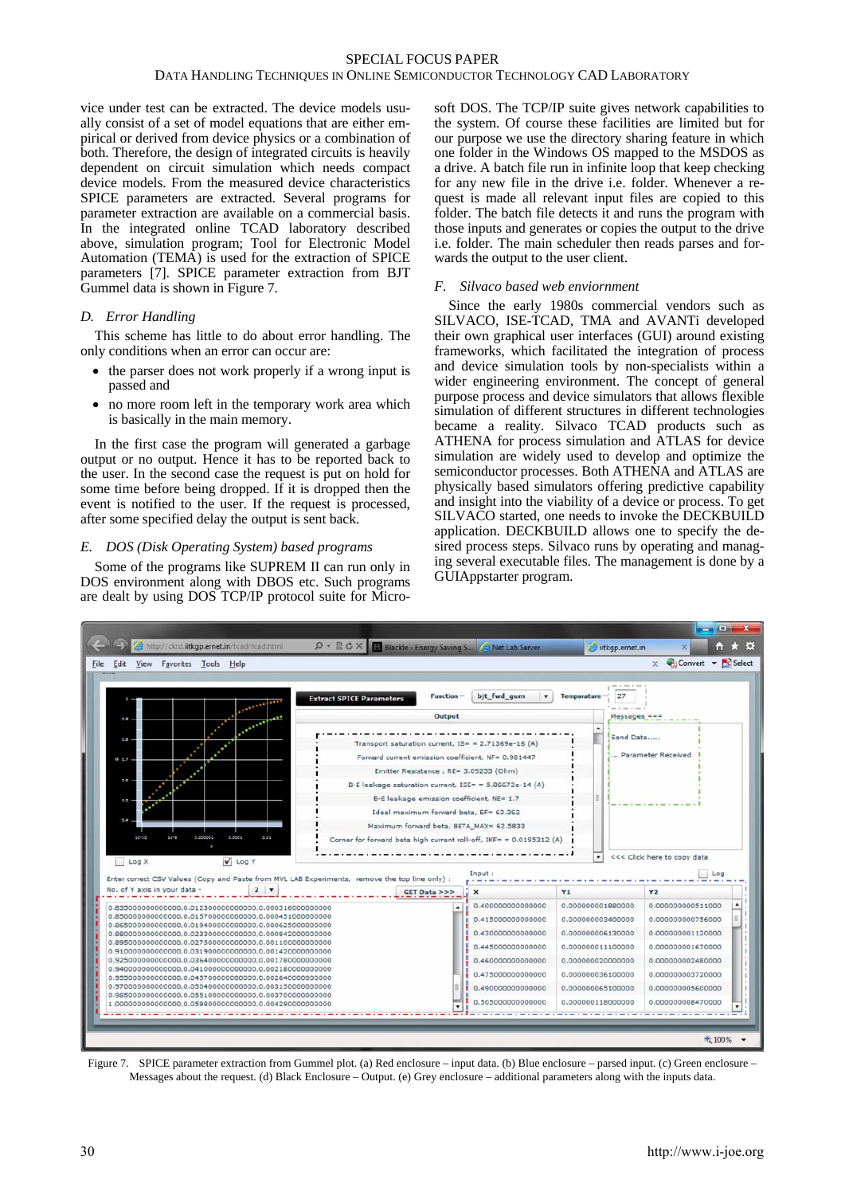vice under test can be extracted. The device models usually consist of a set of model equations that are either empirical or derived from device physics or a combination of both. Therefore, the design of integrated circuits is heavily dependent on circuit simulation which needs compact device models. From the measured device characteristics SPICE parameters are extracted. Several programs for parameter extraction are available on a commercial basis. In the integrated online TCAD laboratory described above, simulation program; Tool for Electronic Model Automation (TEMA) is used for the extraction of SPICE parameters [7]. SPICE parameter extraction from BJT Gummel data is shown in Figure 7.

### D. Error Handling

This scheme has little to do about error handling. The only conditions when an error can occur are:

- the parser does not work properly if a wrong input is passed and
- no more room left in the temporary work area which is basically in the main memory.

In the first case the program will generated a garbage output or no output. Hence it has to be reported back to the user. In the second case the request is put on hold for some time before being dropped. If it is dropped then the event is notified to the user. If the request is processed, after some specified delay the output is sent back.

### E. DOS (Disk Operating System) based programs

Some of the programs like SUPREM II can run only in DOS environment along with DBOS etc. Such programs are dealt by using DOS TCP/IP protocol suite for Microsoft DOS. The TCP/IP suite gives network capabilities to the system. Of course these facilities are limited but for our purpose we use the directory sharing feature in which one folder in the Windows OS mapped to the MSDOS as a drive. A batch file run in infinite loop that keep checking for any new file in the drive i.e. folder. Whenever a request is made all relevant input files are copied to this folder. The batch file detects it and runs the program with those inputs and generates or copies the output to the drive i.e. folder. The main scheduler then reads parses and forwards the output to the user client.

### F. Silvaco based web enviornment

Since the early 1980s commercial vendors such as SILVACO, ISE-TCAD, TMA and AVANTi developed their own graphical user interfaces (GUI) around existing frameworks, which facilitated the integration of process and device simulation tools by non-specialists within a wider engineering environment. The concept of general purpose process and device simulators that allows flexible simulation of different structures in different technologies became a reality. Silvaco TCAD products such as ATHENA for process simulation and ATLAS for device simulation are widely used to develop and optimize the semiconductor processes. Both ATHENA and ATLAS are physically based simulators offering predictive capability and insight into the viability of a device or process. To get SILVACO started, one needs to invoke the DECKBUILD application. DECKBUILD allows one to specify the desired process steps. Silvaco runs by operating and managing several executable files. The management is done by a GUIAppstarter program.

Figure 7. SPICE parameter extraction from Gummel plot. (a) Red enclosure – input data. (b) Blue enclosure – parsed input. (c) Green enclosure – Messages about the request. (d) Black Enclosure – Output. (e) Grey enclosure – additional parameters along with the inputs data.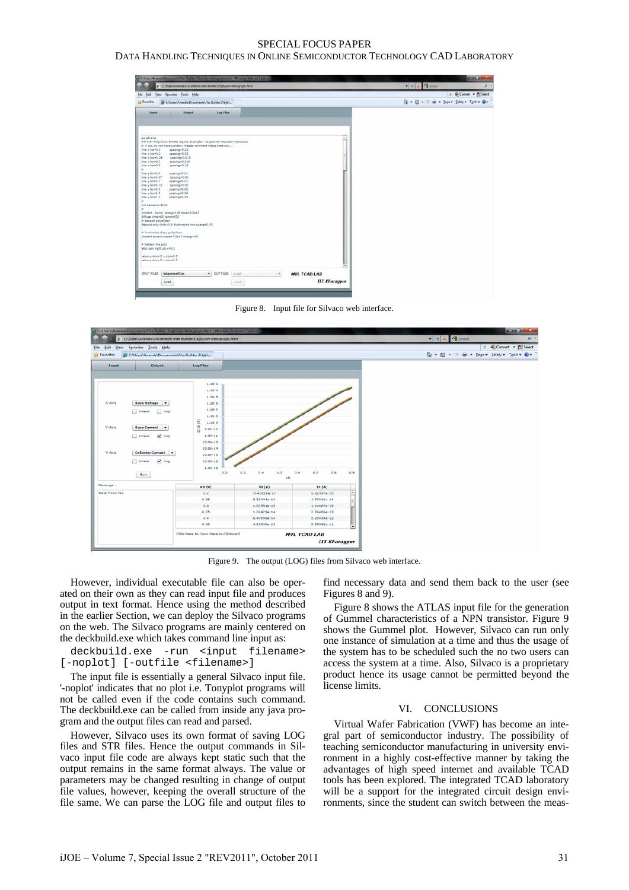Figure 8. Input file for Silvaco web interface.

Figure 9. The output (LOG) files from Silvaco web interface.

However, individual executable file can also be operated on their own as they can read input file and produces output in text format. Hence using the method described in the earlier Section, we can deploy the Silvaco programs on the web. The Silvaco programs are mainly centered on the deckbuild.exe which takes command line input as:

```
deckbuild.exe -run <input filename> [-noplot] [-outfile <filename>]
```

The input file is essentially a general Silvaco input file. '-noplot' indicates that no plot i.e. Tonyplot programs will not be called even if the code contains such command. The deckbuild.exe can be called from inside any java program and the output files can read and parsed.

However, Silvaco uses its own format of saving LOG files and STR files. Hence the output commands in Silvaco input file code are always kept static such that the output remains in the same format always. The value or parameters may be changed resulting in change of output file values, however, keeping the overall structure of the file same. We can parse the LOG file and output files to find necessary data and send them back to the user (see Figures 8 and 9).

Figure 8 shows the ATLAS input file for the generation of Gummel characteristics of a NPN transistor. Figure 9 shows the Gummel plot. However, Silvaco can run only one instance of simulation at a time and thus the usage of the system has to be scheduled such the no two users can access the system at a time. Also, Silvaco is a proprietary product hence its usage cannot be permitted beyond the license limits.

## VI. CONCLUSIONS

Virtual Wafer Fabrication (VWF) has become an integral part of semiconductor industry. The possibility of teaching semiconductor manufacturing in university environment in a highly cost-effective manner by taking the advantages of high speed internet and available TCAD tools has been explored. The integrated TCAD laboratory will be a support for the integrated circuit design environments, since the student can switch between the meas-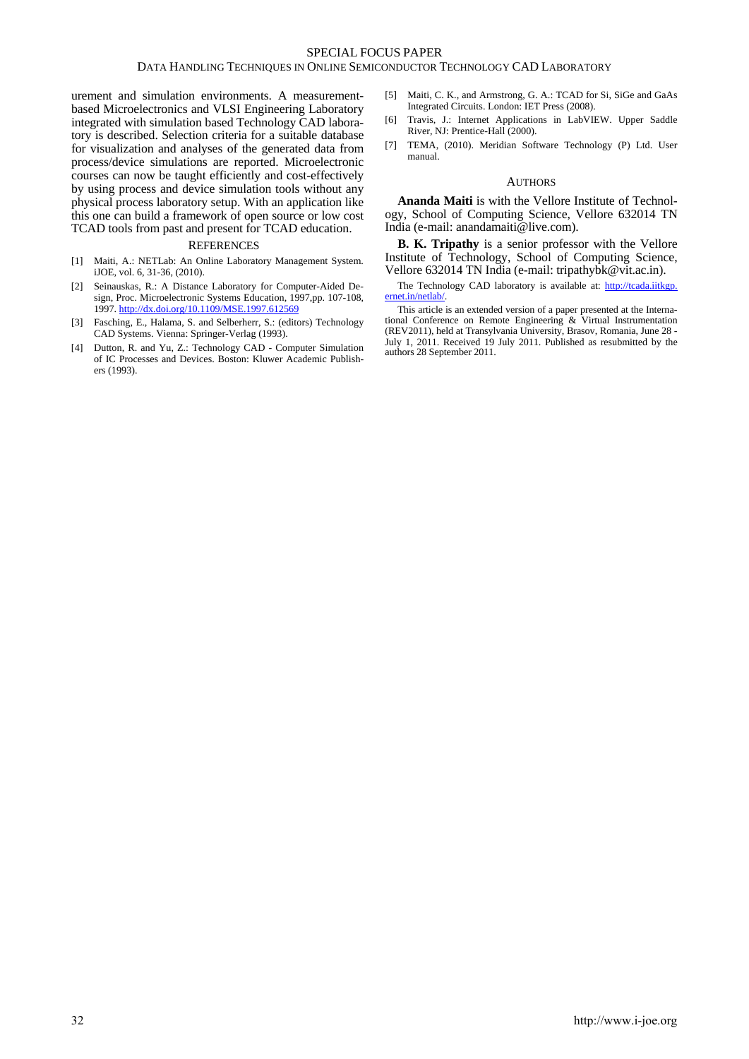urement and simulation environments. A measurement-based Microelectronics and VLSI Engineering Laboratory integrated with simulation based Technology CAD laboratory is described. Selection criteria for a suitable database for visualization and analyses of the generated data from process/device simulations are reported. Microelectronic courses can now be taught efficiently and cost-effectively by using process and device simulation tools without any physical process laboratory setup. With an application like this one can build a framework of open source or low cost TCAD tools from past and present for TCAD education.

## REFERENCES

[1] Maiti, A.: NETLab: An Online Laboratory Management System. iJOE, vol. 6, 31-36, (2010).

[2] Seinauskas, R.: A Distance Laboratory for Computer-Aided Design, Proc. Microelectronic Systems Education, 1997,pp. 107-108, 1997. http://dx.doi.org/10.1109/MSE.1997.612569

[3] Fasching, E., Halama, S. and Selberherr, S.: (editors) Technology CAD Systems. Vienna: Springer-Verlag (1993).

[4] Dutton, R. and Yu, Z.: Technology CAD - Computer Simulation of IC Processes and Devices. Boston: Kluwer Academic Publishers (1993).

[5] Maiti, C. K., and Armstrong, G. A.: TCAD for Si, SiGe and GaAs Integrated Circuits. London: IET Press (2008).

[6] Travis, J.: Internet Applications in LabVIEW. Upper Saddle River, NJ: Prentice-Hall (2000).

[7] TEMA, (2010). Meridian Software Technology (P) Ltd. User manual.

## AUTHORS

**Ananda Maiti** is with the Vellore Institute of Technology, School of Computing Science, Vellore 632014 TN India (e-mail: anandamaiti@live.com).

**B. K. Tripathy** is a senior professor with the Vellore Institute of Technology, School of Computing Science, Vellore 632014 TN India (e-mail: tripathybk@vit.ac.in).

The Technology CAD laboratory is available at: http://tcada.iitkgp.ernet.in/netlab/.

This article is an extended version of a paper presented at the International Conference on Remote Engineering & Virtual Instrumentation (REV2011), held at Transylvania University, Brasov, Romania, June 28 - July 1, 2011. Received 19 July 2011. Published as resubmitted by the authors 28 September 2011.